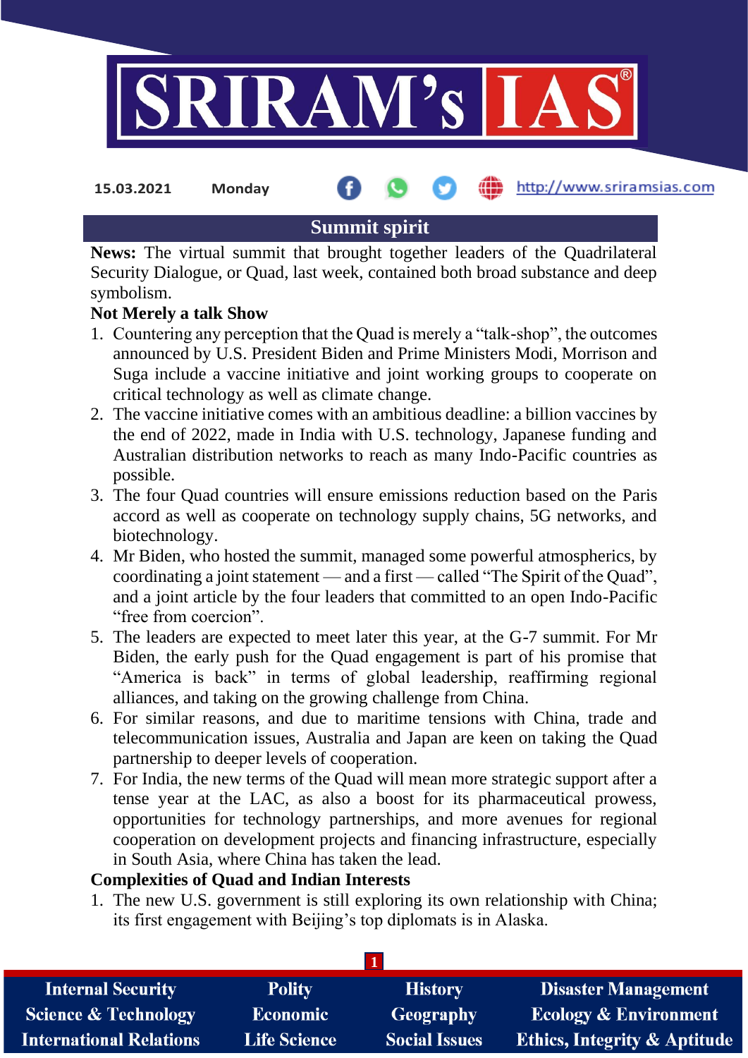15.03.2021 Monday

# Summit spirit

**News:** The virtual summit that brought together leaders of the Quadrilateral Security Dialogue, or Quad, last week, contained both broad substance and deep symbolism.

**Not Merely a talk Show**

1. Countering any perception that the Quad is merely a "talk-shop", the outcomes announced by U.S. President Biden and Prime Ministers Modi, Morrison and Suga include a vaccine initiative and joint working groups to cooperate on critical technology as well as climate change.
2. The vaccine initiative comes with an ambitious deadline: a billion vaccines by the end of 2022, made in India with U.S. technology, Japanese funding and Australian distribution networks to reach as many Indo-Pacific countries as possible.
3. The four Quad countries will ensure emissions reduction based on the Paris accord as well as cooperate on technology supply chains, 5G networks, and biotechnology.
4. Mr Biden, who hosted the summit, managed some powerful atmospherics, by coordinating a joint statement — and a first — called "The Spirit of the Quad", and a joint article by the four leaders that committed to an open Indo-Pacific "free from coercion".
5. The leaders are expected to meet later this year, at the G-7 summit. For Mr Biden, the early push for the Quad engagement is part of his promise that "America is back" in terms of global leadership, reaffirming regional alliances, and taking on the growing challenge from China.
6. For similar reasons, and due to maritime tensions with China, trade and telecommunication issues, Australia and Japan are keen on taking the Quad partnership to deeper levels of cooperation.
7. For India, the new terms of the Quad will mean more strategic support after a tense year at the LAC, as also a boost for its pharmaceutical prowess, opportunities for technology partnerships, and more avenues for regional cooperation on development projects and financing infrastructure, especially in South Asia, where China has taken the lead.

**Complexities of Quad and Indian Interests**

1. The new U.S. government is still exploring its own relationship with China; its first engagement with Beijing's top diplomats is in Alaska.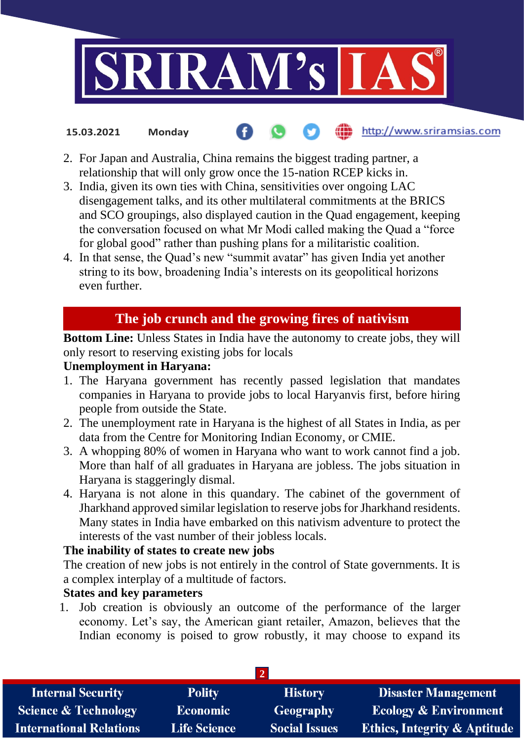2. For Japan and Australia, China remains the biggest trading partner, a relationship that will only grow once the 15-nation RCEP kicks in.
3. India, given its own ties with China, sensitivities over ongoing LAC disengagement talks, and its other multilateral commitments at the BRICS and SCO groupings, also displayed caution in the Quad engagement, keeping the conversation focused on what Mr Modi called making the Quad a "force for global good" rather than pushing plans for a militaristic coalition.
4. In that sense, the Quad's new "summit avatar" has given India yet another string to its bow, broadening India's interests on its geopolitical horizons even further.

## The job crunch and the growing fires of nativism

**Bottom Line:** Unless States in India have the autonomy to create jobs, they will only resort to reserving existing jobs for locals

**Unemployment in Haryana:**

1. The Haryana government has recently passed legislation that mandates companies in Haryana to provide jobs to local Haryanvis first, before hiring people from outside the State.
2. The unemployment rate in Haryana is the highest of all States in India, as per data from the Centre for Monitoring Indian Economy, or CMIE.
3. A whopping 80% of women in Haryana who want to work cannot find a job. More than half of all graduates in Haryana are jobless. The jobs situation in Haryana is staggeringly dismal.
4. Haryana is not alone in this quandary. The cabinet of the government of Jharkhand approved similar legislation to reserve jobs for Jharkhand residents. Many states in India have embarked on this nativism adventure to protect the interests of the vast number of their jobless locals.

**The inability of states to create new jobs**

The creation of new jobs is not entirely in the control of State governments. It is a complex interplay of a multitude of factors.

**States and key parameters**

1. Job creation is obviously an outcome of the performance of the larger economy. Let's say, the American giant retailer, Amazon, believes that the Indian economy is poised to grow robustly, it may choose to expand its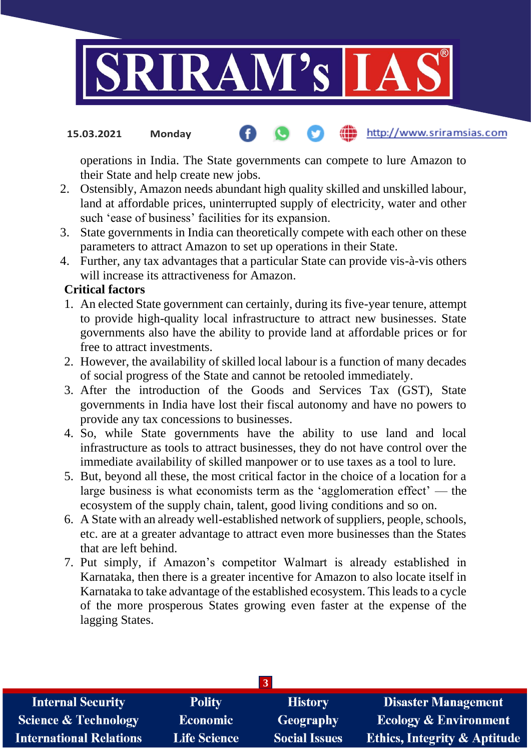operations in India. The State governments can compete to lure Amazon to their State and help create new jobs.

2. Ostensibly, Amazon needs abundant high quality skilled and unskilled labour, land at affordable prices, uninterrupted supply of electricity, water and other such 'ease of business' facilities for its expansion.
3. State governments in India can theoretically compete with each other on these parameters to attract Amazon to set up operations in their State.
4. Further, any tax advantages that a particular State can provide vis-à-vis others will increase its attractiveness for Amazon.

**Critical factors**

1. An elected State government can certainly, during its five-year tenure, attempt to provide high-quality local infrastructure to attract new businesses. State governments also have the ability to provide land at affordable prices or for free to attract investments.
2. However, the availability of skilled local labour is a function of many decades of social progress of the State and cannot be retooled immediately.
3. After the introduction of the Goods and Services Tax (GST), State governments in India have lost their fiscal autonomy and have no powers to provide any tax concessions to businesses.
4. So, while State governments have the ability to use land and local infrastructure as tools to attract businesses, they do not have control over the immediate availability of skilled manpower or to use taxes as a tool to lure.
5. But, beyond all these, the most critical factor in the choice of a location for a large business is what economists term as the 'agglomeration effect' — the ecosystem of the supply chain, talent, good living conditions and so on.
6. A State with an already well-established network of suppliers, people, schools, etc. are at a greater advantage to attract even more businesses than the States that are left behind.
7. Put simply, if Amazon's competitor Walmart is already established in Karnataka, then there is a greater incentive for Amazon to also locate itself in Karnataka to take advantage of the established ecosystem. This leads to a cycle of the more prosperous States growing even faster at the expense of the lagging States.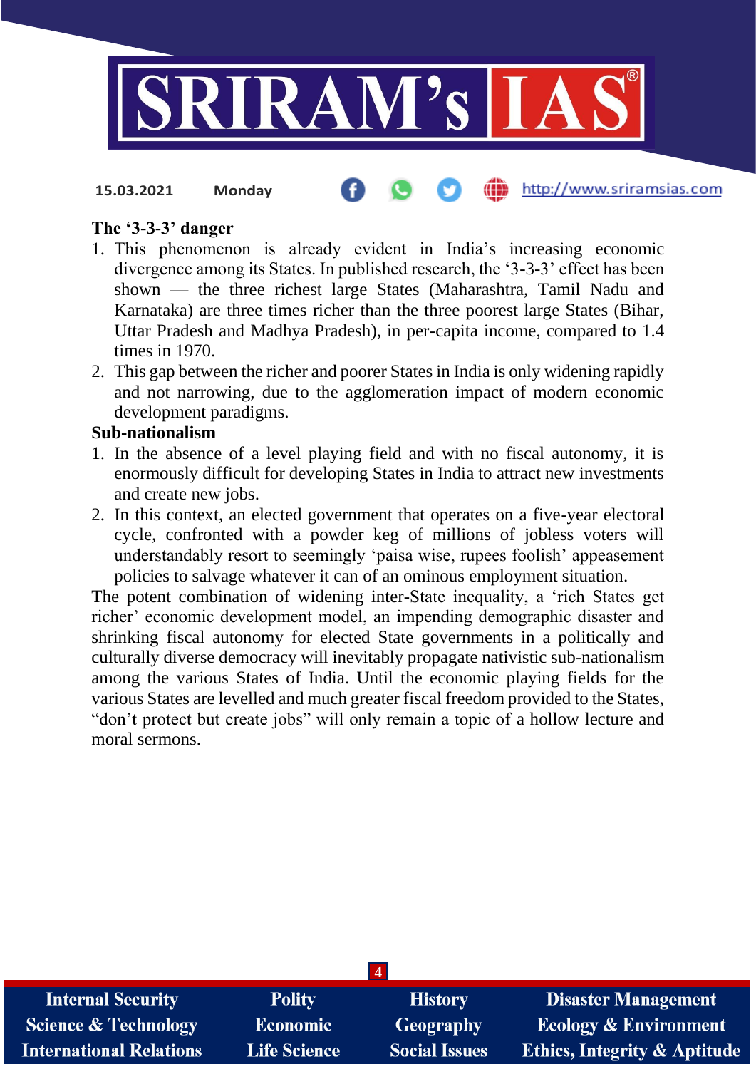**The '3-3-3' danger**

1. This phenomenon is already evident in India's increasing economic divergence among its States. In published research, the '3-3-3' effect has been shown — the three richest large States (Maharashtra, Tamil Nadu and Karnataka) are three times richer than the three poorest large States (Bihar, Uttar Pradesh and Madhya Pradesh), in per-capita income, compared to 1.4 times in 1970.
2. This gap between the richer and poorer States in India is only widening rapidly and not narrowing, due to the agglomeration impact of modern economic development paradigms.

**Sub-nationalism**

1. In the absence of a level playing field and with no fiscal autonomy, it is enormously difficult for developing States in India to attract new investments and create new jobs.
2. In this context, an elected government that operates on a five-year electoral cycle, confronted with a powder keg of millions of jobless voters will understandably resort to seemingly 'paisa wise, rupees foolish' appeasement policies to salvage whatever it can of an ominous employment situation.

The potent combination of widening inter-State inequality, a 'rich States get richer' economic development model, an impending demographic disaster and shrinking fiscal autonomy for elected State governments in a politically and culturally diverse democracy will inevitably propagate nativistic sub-nationalism among the various States of India. Until the economic playing fields for the various States are levelled and much greater fiscal freedom provided to the States, "don't protect but create jobs" will only remain a topic of a hollow lecture and moral sermons.